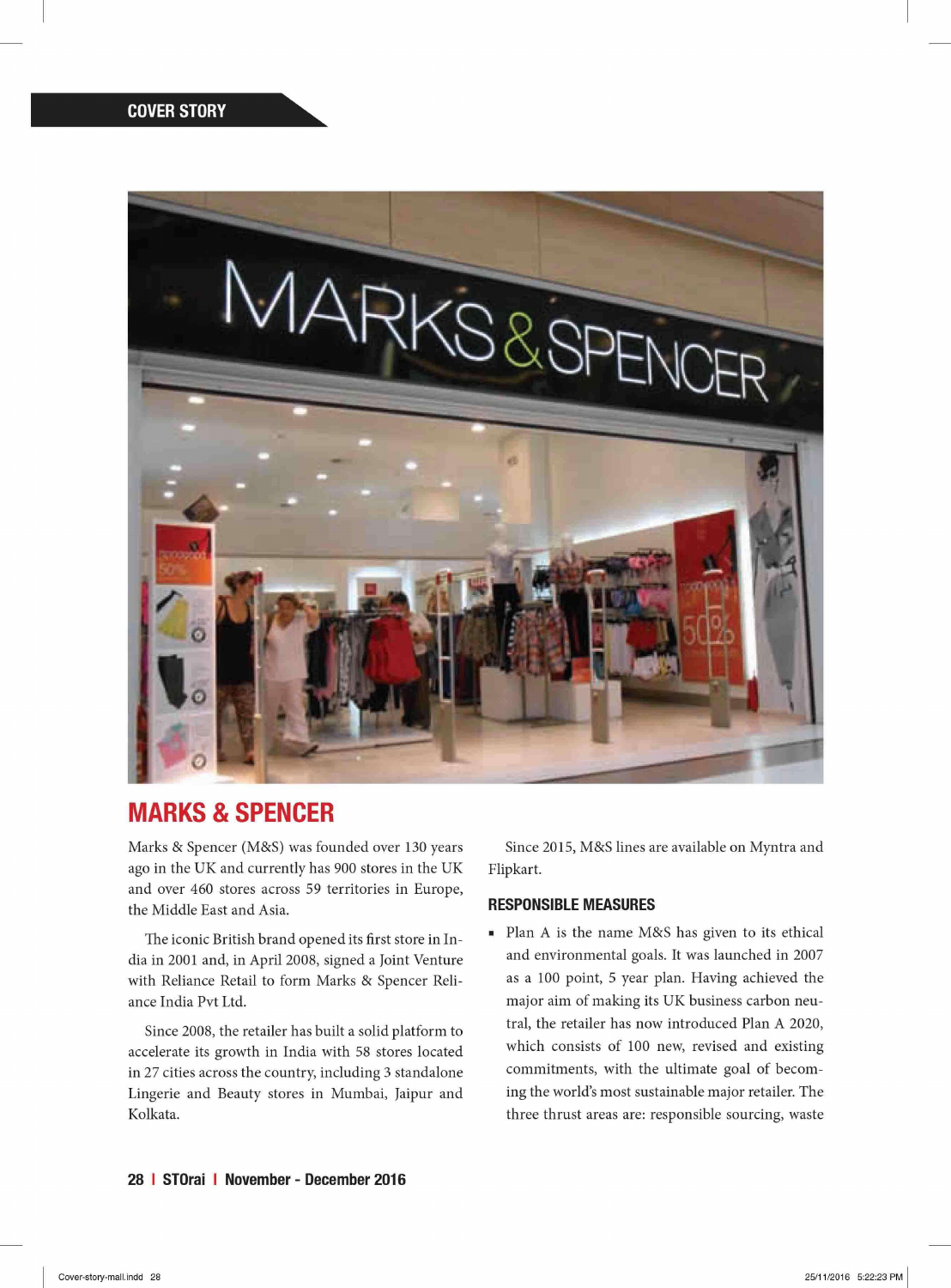## MARKS & SPENCER

Marks & Spencer (M&S) was founded over 130 years ago in the UK and currently has 900 stores in the UK and over 460 stores across 59 territories in Europe, the Middle East and Asia.

The iconic British brand opened its first store in India in 2001 and, in April 2008, signed a Joint Venture with Reliance Retail to form Marks & Spencer Reliance India Pvt Ltd.

Since 2008, the retailer has built a solid platform to accelerate its growth in India with 58 stores located in 27 cities across the country, including 3 standalone Lingerie and Beauty stores in Mumbai, Jaipur and Kolkata.

Since 2015, M&S lines are available on Myntra and Flipkart.

### RESPONSIBLE MEASURES

- Plan A is the name M&S has given to its ethical and environmental goals. It was launched in 2007 as a 100 point, 5 year plan. Having achieved the major aim of making its UK business carbon neutral, the retailer has now introduced Plan A 2020, which consists of 100 new, revised and existing commitments, with the ultimate goal of becoming the world's most sustainable major retailer. The three thrust areas are: responsible sourcing, waste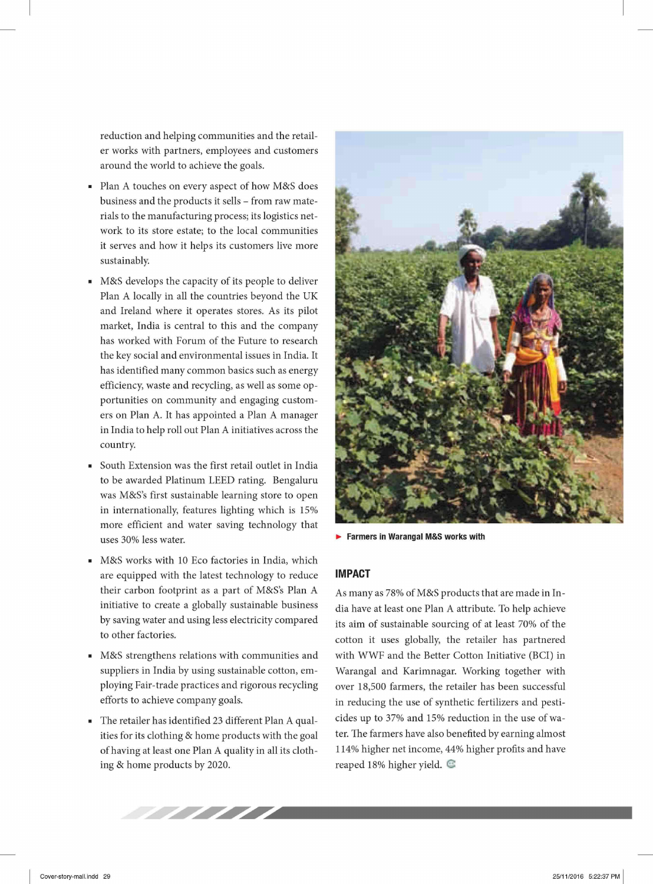reduction and helping communities and the retailer works with partners, employees and customers around the world to achieve the goals.

- Plan A touches on every aspect of how M&S does business and the products it sells – from raw materials to the manufacturing process; its logistics network to its store estate; to the local communities it serves and how it helps its customers live more sustainably.
- M&S develops the capacity of its people to deliver Plan A locally in all the countries beyond the UK and Ireland where it operates stores. As its pilot market, India is central to this and the company has worked with Forum of the Future to research the key social and environmental issues in India. It has identified many common basics such as energy efficiency, waste and recycling, as well as some opportunities on community and engaging customers on Plan A. It has appointed a Plan A manager in India to help roll out Plan A initiatives across the country.
- South Extension was the first retail outlet in India to be awarded Platinum LEED rating. Bengaluru was M&S's first sustainable learning store to open in internationally, features lighting which is 15% more efficient and water saving technology that uses 30% less water.
- M&S works with 10 Eco factories in India, which are equipped with the latest technology to reduce their carbon footprint as a part of M&S's Plan A initiative to create a globally sustainable business by saving water and using less electricity compared to other factories.
- M&S strengthens relations with communities and suppliers in India by using sustainable cotton, employing Fair-trade practices and rigorous recycling efforts to achieve company goals.
- The retailer has identified 23 different Plan A qualities for its clothing & home products with the goal of having at least one Plan A quality in all its clothing & home products by 2020.

► **Farmers in Warangal M&S works with**

## IMPACT

As many as 78% of M&S products that are made in India have at least one Plan A attribute. To help achieve its aim of sustainable sourcing of at least 70% of the cotton it uses globally, the retailer has partnered with WWF and the Better Cotton Initiative (BCI) in Warangal and Karimnagar. Working together with over 18,500 farmers, the retailer has been successful in reducing the use of synthetic fertilizers and pesticides up to 37% and 15% reduction in the use of water. The farmers have also benefited by earning almost 114% higher net income, 44% higher profits and have reaped 18% higher yield.